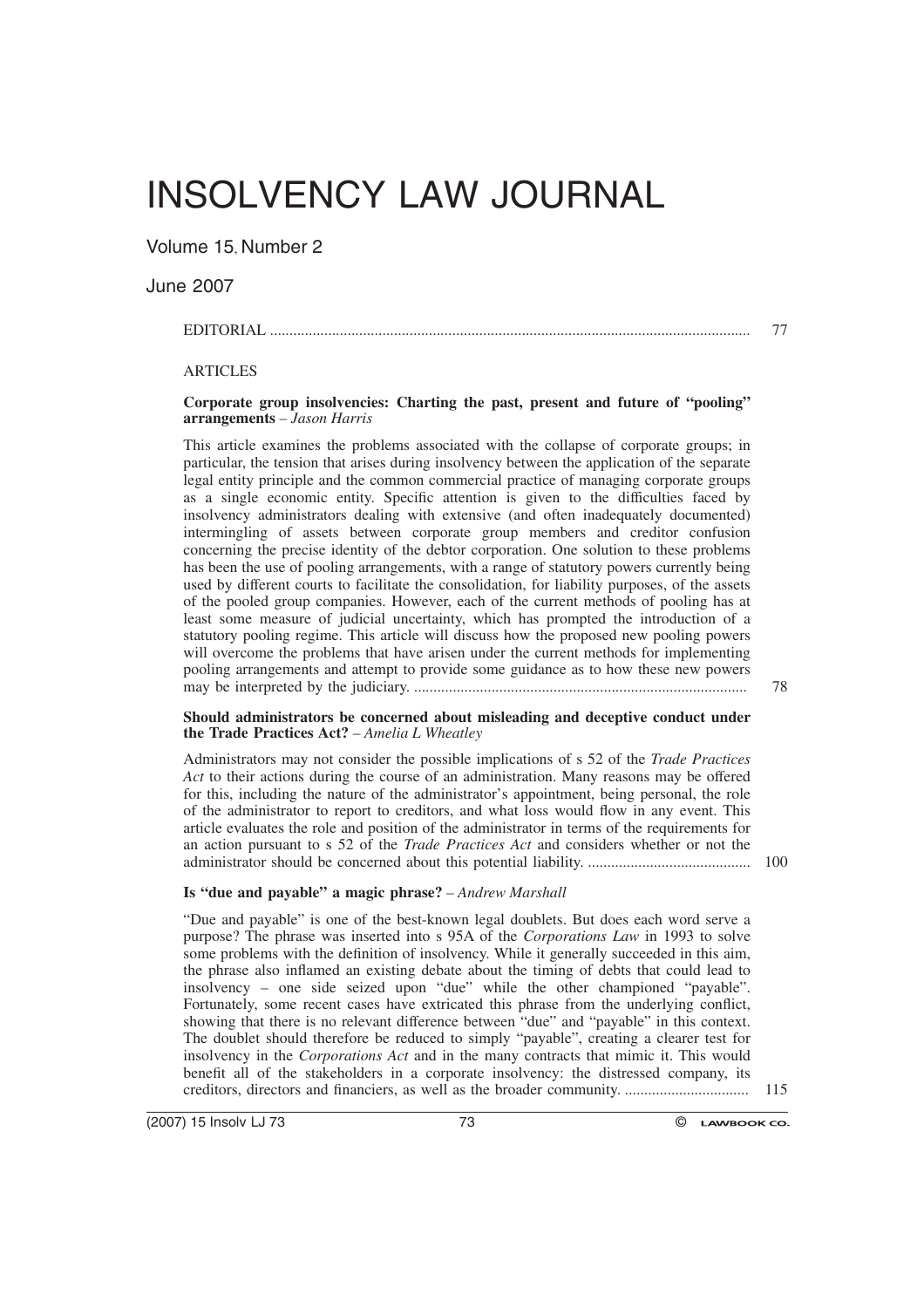# INSOLVENCY LAW JOURNAL

Volume 15, Number 2

June 2007

EDITORIAL ... 77

ARTICLES

**Corporate group insolvencies: Charting the past, present and future of "pooling" arrangements** – *Jason Harris*

This article examines the problems associated with the collapse of corporate groups; in particular, the tension that arises during insolvency between the application of the separate legal entity principle and the common commercial practice of managing corporate groups as a single economic entity. Specific attention is given to the difficulties faced by insolvency administrators dealing with extensive (and often inadequately documented) intermingling of assets between corporate group members and creditor confusion concerning the precise identity of the debtor corporation. One solution to these problems has been the use of pooling arrangements, with a range of statutory powers currently being used by different courts to facilitate the consolidation, for liability purposes, of the assets of the pooled group companies. However, each of the current methods of pooling has at least some measure of judicial uncertainty, which has prompted the introduction of a statutory pooling regime. This article will discuss how the proposed new pooling powers will overcome the problems that have arisen under the current methods for implementing pooling arrangements and attempt to provide some guidance as to how these new powers may be interpreted by the judiciary. ... 78

**Should administrators be concerned about misleading and deceptive conduct under the Trade Practices Act?** – *Amelia L Wheatley*

Administrators may not consider the possible implications of s 52 of the *Trade Practices Act* to their actions during the course of an administration. Many reasons may be offered for this, including the nature of the administrator's appointment, being personal, the role of the administrator to report to creditors, and what loss would flow in any event. This article evaluates the role and position of the administrator in terms of the requirements for an action pursuant to s 52 of the *Trade Practices Act* and considers whether or not the administrator should be concerned about this potential liability. ... 100

**Is "due and payable" a magic phrase?** – *Andrew Marshall*

"Due and payable" is one of the best-known legal doublets. But does each word serve a purpose? The phrase was inserted into s 95A of the *Corporations Law* in 1993 to solve some problems with the definition of insolvency. While it generally succeeded in this aim, the phrase also inflamed an existing debate about the timing of debts that could lead to insolvency – one side seized upon "due" while the other championed "payable". Fortunately, some recent cases have extricated this phrase from the underlying conflict, showing that there is no relevant difference between "due" and "payable" in this context. The doublet should therefore be reduced to simply "payable", creating a clearer test for insolvency in the *Corporations Act* and in the many contracts that mimic it. This would benefit all of the stakeholders in a corporate insolvency: the distressed company, its creditors, directors and financiers, as well as the broader community. ... 115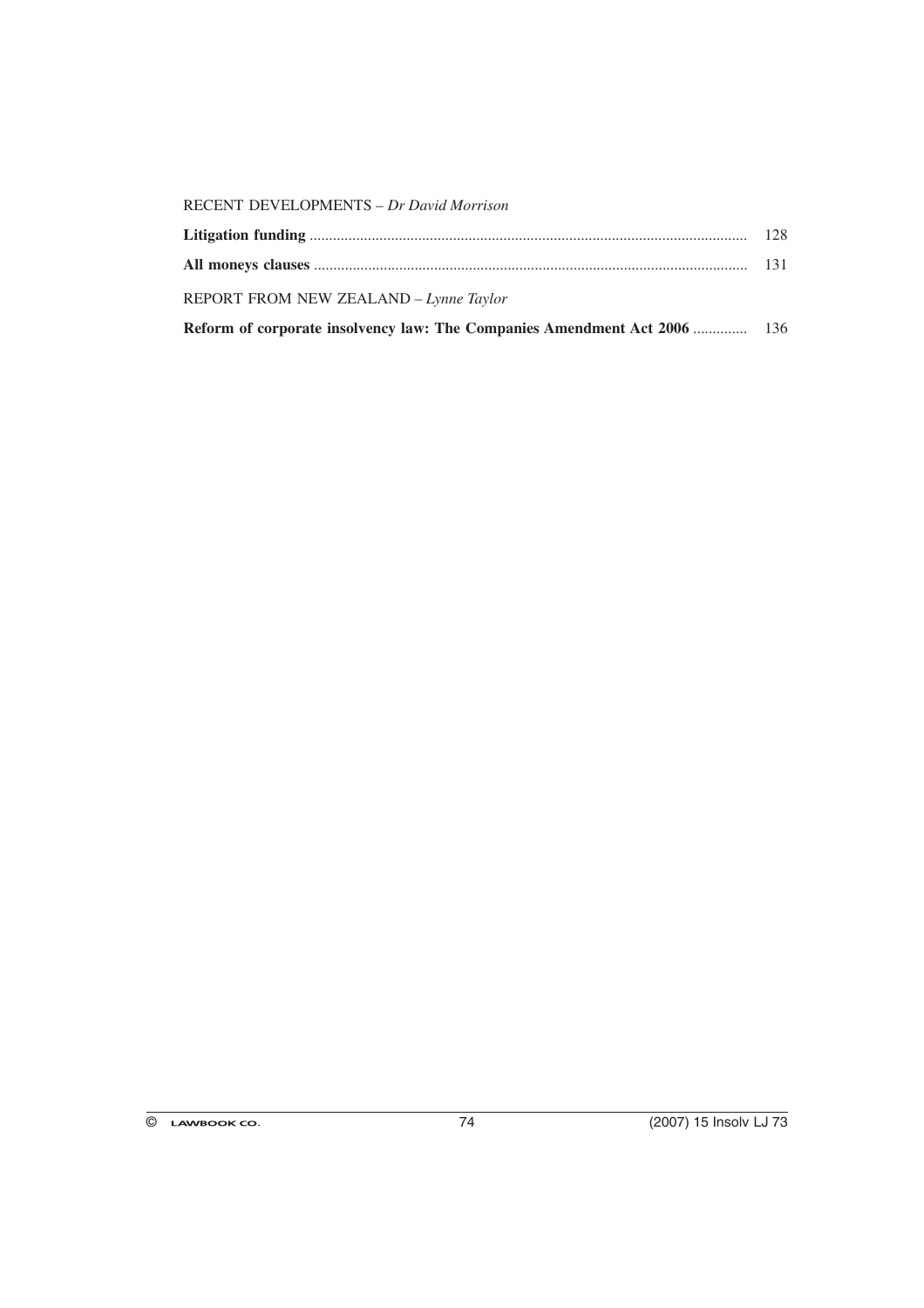RECENT DEVELOPMENTS – *Dr David Morrison*

**Litigation funding** ................................................................................................................ 128

**All moneys clauses** ............................................................................................................... 131

REPORT FROM NEW ZEALAND – *Lynne Taylor*

**Reform of corporate insolvency law: The Companies Amendment Act 2006** .............. 136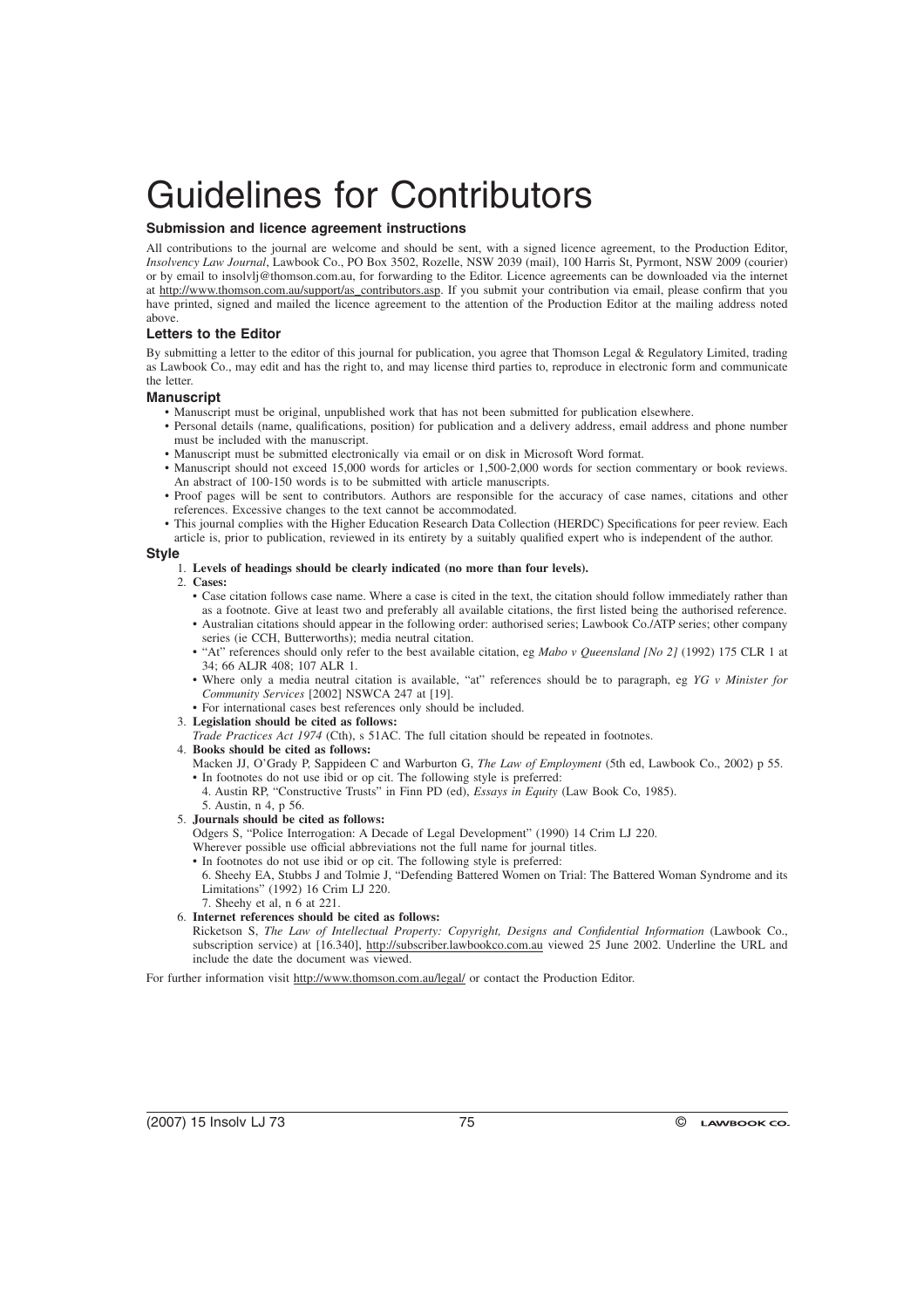# Guidelines for Contributors

### Submission and licence agreement instructions

All contributions to the journal are welcome and should be sent, with a signed licence agreement, to the Production Editor, *Insolvency Law Journal*, Lawbook Co., PO Box 3502, Rozelle, NSW 2039 (mail), 100 Harris St, Pyrmont, NSW 2009 (courier) or by email to insolvlj@thomson.com.au, for forwarding to the Editor. Licence agreements can be downloaded via the internet at http://www.thomson.com.au/support/as_contributors.asp. If you submit your contribution via email, please confirm that you have printed, signed and mailed the licence agreement to the attention of the Production Editor at the mailing address noted above.

### Letters to the Editor

By submitting a letter to the editor of this journal for publication, you agree that Thomson Legal & Regulatory Limited, trading as Lawbook Co., may edit and has the right to, and may license third parties to, reproduce in electronic form and communicate the letter.

### Manuscript

- Manuscript must be original, unpublished work that has not been submitted for publication elsewhere.
- Personal details (name, qualifications, position) for publication and a delivery address, email address and phone number must be included with the manuscript.
- Manuscript must be submitted electronically via email or on disk in Microsoft Word format.
- Manuscript should not exceed 15,000 words for articles or 1,500-2,000 words for section commentary or book reviews. An abstract of 100-150 words is to be submitted with article manuscripts.
- Proof pages will be sent to contributors. Authors are responsible for the accuracy of case names, citations and other references. Excessive changes to the text cannot be accommodated.
- This journal complies with the Higher Education Research Data Collection (HERDC) Specifications for peer review. Each article is, prior to publication, reviewed in its entirety by a suitably qualified expert who is independent of the author.

### Style

1. **Levels of headings should be clearly indicated (no more than four levels).**
2. **Cases:**
   - Case citation follows case name. Where a case is cited in the text, the citation should follow immediately rather than as a footnote. Give at least two and preferably all available citations, the first listed being the authorised reference.
   - Australian citations should appear in the following order: authorised series; Lawbook Co./ATP series; other company series (ie CCH, Butterworths); media neutral citation.
   - "At" references should only refer to the best available citation, eg *Mabo v Queensland [No 2]* (1992) 175 CLR 1 at 34; 66 ALJR 408; 107 ALR 1.
   - Where only a media neutral citation is available, "at" references should be to paragraph, eg *YG v Minister for Community Services* [2002] NSWCA 247 at [19].
   - For international cases best references only should be included.
3. **Legislation should be cited as follows:**
   *Trade Practices Act 1974* (Cth), s 51AC. The full citation should be repeated in footnotes.
4. **Books should be cited as follows:**
   Macken JJ, O'Grady P, Sappideen C and Warburton G, *The Law of Employment* (5th ed, Lawbook Co., 2002) p 55.
   - In footnotes do not use ibid or op cit. The following style is preferred:
     4. Austin RP, "Constructive Trusts" in Finn PD (ed), *Essays in Equity* (Law Book Co, 1985).
     5. Austin, n 4, p 56.
5. **Journals should be cited as follows:**
   Odgers S, "Police Interrogation: A Decade of Legal Development" (1990) 14 Crim LJ 220.
   Wherever possible use official abbreviations not the full name for journal titles.
   - In footnotes do not use ibid or op cit. The following style is preferred:
     6. Sheehy EA, Stubbs J and Tolmie J, "Defending Battered Women on Trial: The Battered Woman Syndrome and its Limitations" (1992) 16 Crim LJ 220.
     7. Sheehy et al, n 6 at 221.
6. **Internet references should be cited as follows:**
   Ricketson S, *The Law of Intellectual Property: Copyright, Designs and Confidential Information* (Lawbook Co., subscription service) at [16.340], http://subscriber.lawbookco.com.au viewed 25 June 2002. Underline the URL and include the date the document was viewed.

For further information visit http://www.thomson.com.au/legal/ or contact the Production Editor.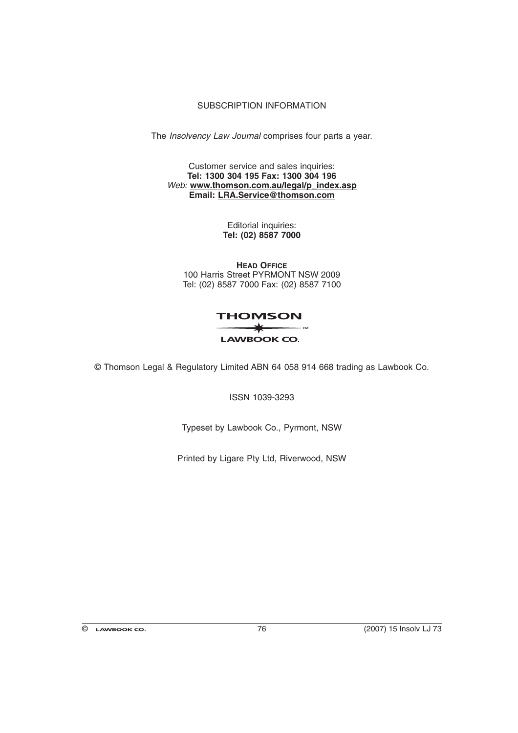SUBSCRIPTION INFORMATION

The *Insolvency Law Journal* comprises four parts a year.

Customer service and sales inquiries:
**Tel: 1300 304 195 Fax: 1300 304 196**
*Web:* **www.thomson.com.au/legal/p_index.asp**
**Email: LRA.Service@thomson.com**

Editorial inquiries:
**Tel: (02) 8587 7000**

**HEAD OFFICE**
100 Harris Street PYRMONT NSW 2009
Tel: (02) 8587 7000 Fax: (02) 8587 7100

THOMSON
LAWBOOK CO.

© Thomson Legal & Regulatory Limited ABN 64 058 914 668 trading as Lawbook Co.

ISSN 1039-3293

Typeset by Lawbook Co., Pyrmont, NSW

Printed by Ligare Pty Ltd, Riverwood, NSW